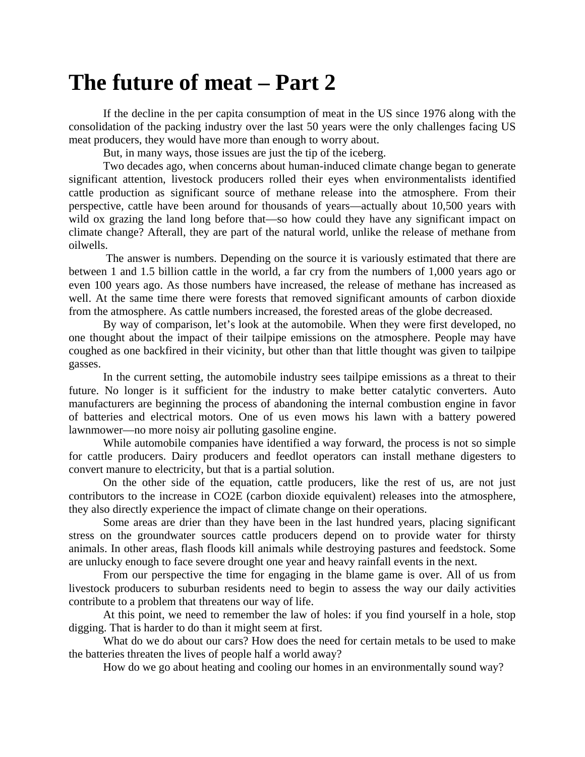# The future of meat – Part 2

If the decline in the per capita consumption of meat in the US since 1976 along with the consolidation of the packing industry over the last 50 years were the only challenges facing US meat producers, they would have more than enough to worry about.

But, in many ways, those issues are just the tip of the iceberg.

Two decades ago, when concerns about human-induced climate change began to generate significant attention, livestock producers rolled their eyes when environmentalists identified cattle production as significant source of methane release into the atmosphere. From their perspective, cattle have been around for thousands of years—actually about 10,500 years with wild ox grazing the land long before that—so how could they have any significant impact on climate change? Afterall, they are part of the natural world, unlike the release of methane from oilwells.

The answer is numbers. Depending on the source it is variously estimated that there are between 1 and 1.5 billion cattle in the world, a far cry from the numbers of 1,000 years ago or even 100 years ago. As those numbers have increased, the release of methane has increased as well. At the same time there were forests that removed significant amounts of carbon dioxide from the atmosphere. As cattle numbers increased, the forested areas of the globe decreased.

By way of comparison, let's look at the automobile. When they were first developed, no one thought about the impact of their tailpipe emissions on the atmosphere. People may have coughed as one backfired in their vicinity, but other than that little thought was given to tailpipe gasses.

In the current setting, the automobile industry sees tailpipe emissions as a threat to their future. No longer is it sufficient for the industry to make better catalytic converters. Auto manufacturers are beginning the process of abandoning the internal combustion engine in favor of batteries and electrical motors. One of us even mows his lawn with a battery powered lawnmower—no more noisy air polluting gasoline engine.

While automobile companies have identified a way forward, the process is not so simple for cattle producers. Dairy producers and feedlot operators can install methane digesters to convert manure to electricity, but that is a partial solution.

On the other side of the equation, cattle producers, like the rest of us, are not just contributors to the increase in CO2E (carbon dioxide equivalent) releases into the atmosphere, they also directly experience the impact of climate change on their operations.

Some areas are drier than they have been in the last hundred years, placing significant stress on the groundwater sources cattle producers depend on to provide water for thirsty animals. In other areas, flash floods kill animals while destroying pastures and feedstock. Some are unlucky enough to face severe drought one year and heavy rainfall events in the next.

From our perspective the time for engaging in the blame game is over. All of us from livestock producers to suburban residents need to begin to assess the way our daily activities contribute to a problem that threatens our way of life.

At this point, we need to remember the law of holes: if you find yourself in a hole, stop digging. That is harder to do than it might seem at first.

What do we do about our cars? How does the need for certain metals to be used to make the batteries threaten the lives of people half a world away?

How do we go about heating and cooling our homes in an environmentally sound way?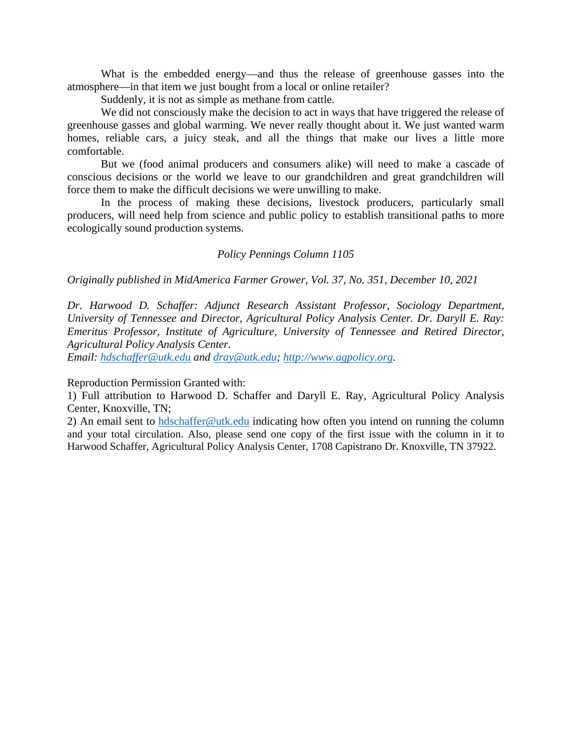What is the embedded energy—and thus the release of greenhouse gasses into the atmosphere—in that item we just bought from a local or online retailer?

Suddenly, it is not as simple as methane from cattle.

We did not consciously make the decision to act in ways that have triggered the release of greenhouse gasses and global warming. We never really thought about it. We just wanted warm homes, reliable cars, a juicy steak, and all the things that make our lives a little more comfortable.

But we (food animal producers and consumers alike) will need to make a cascade of conscious decisions or the world we leave to our grandchildren and great grandchildren will force them to make the difficult decisions we were unwilling to make.

In the process of making these decisions, livestock producers, particularly small producers, will need help from science and public policy to establish transitional paths to more ecologically sound production systems.

*Policy Pennings Column 1105*

*Originally published in MidAmerica Farmer Grower, Vol. 37, No. 351, December 10, 2021*

*Dr. Harwood D. Schaffer: Adjunct Research Assistant Professor, Sociology Department, University of Tennessee and Director, Agricultural Policy Analysis Center. Dr. Daryll E. Ray: Emeritus Professor, Institute of Agriculture, University of Tennessee and Retired Director, Agricultural Policy Analysis Center.*
*Email: hdschaffer@utk.edu and dray@utk.edu; http://www.agpolicy.org.*

Reproduction Permission Granted with:
1) Full attribution to Harwood D. Schaffer and Daryll E. Ray, Agricultural Policy Analysis Center, Knoxville, TN;
2) An email sent to hdschaffer@utk.edu indicating how often you intend on running the column and your total circulation. Also, please send one copy of the first issue with the column in it to Harwood Schaffer, Agricultural Policy Analysis Center, 1708 Capistrano Dr. Knoxville, TN 37922.